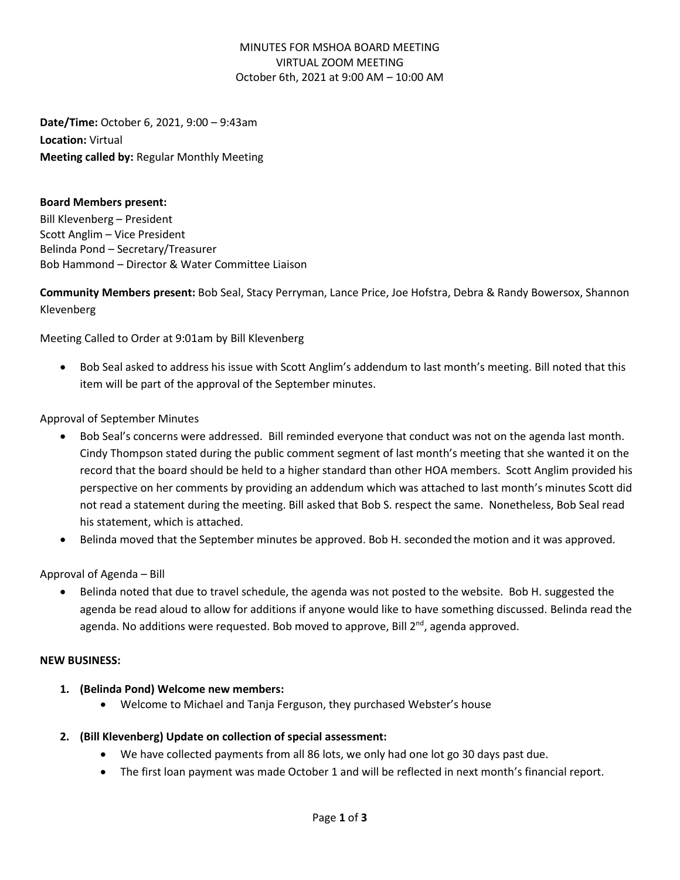MINUTES FOR MSHOA BOARD MEETING
VIRTUAL ZOOM MEETING
October 6th, 2021 at 9:00 AM – 10:00 AM

**Date/Time:** October 6, 2021, 9:00 – 9:43am
**Location:** Virtual
**Meeting called by:** Regular Monthly Meeting

**Board Members present:**
Bill Klevenberg – President
Scott Anglim – Vice President
Belinda Pond – Secretary/Treasurer
Bob Hammond – Director & Water Committee Liaison

**Community Members present:** Bob Seal, Stacy Perryman, Lance Price, Joe Hofstra, Debra & Randy Bowersox, Shannon Klevenberg

Meeting Called to Order at 9:01am by Bill Klevenberg

- Bob Seal asked to address his issue with Scott Anglim's addendum to last month's meeting. Bill noted that this item will be part of the approval of the September minutes.

Approval of September Minutes

- Bob Seal's concerns were addressed. Bill reminded everyone that conduct was not on the agenda last month. Cindy Thompson stated during the public comment segment of last month's meeting that she wanted it on the record that the board should be held to a higher standard than other HOA members. Scott Anglim provided his perspective on her comments by providing an addendum which was attached to last month's minutes Scott did not read a statement during the meeting. Bill asked that Bob S. respect the same. Nonetheless, Bob Seal read his statement, which is attached.
- Belinda moved that the September minutes be approved. Bob H. seconded the motion and it was approved.

Approval of Agenda – Bill

- Belinda noted that due to travel schedule, the agenda was not posted to the website. Bob H. suggested the agenda be read aloud to allow for additions if anyone would like to have something discussed. Belinda read the agenda. No additions were requested. Bob moved to approve, Bill 2nd, agenda approved.

**NEW BUSINESS:**

1. **(Belinda Pond) Welcome new members:**
   - Welcome to Michael and Tanja Ferguson, they purchased Webster's house
2. **(Bill Klevenberg) Update on collection of special assessment:**
   - We have collected payments from all 86 lots, we only had one lot go 30 days past due.
   - The first loan payment was made October 1 and will be reflected in next month's financial report.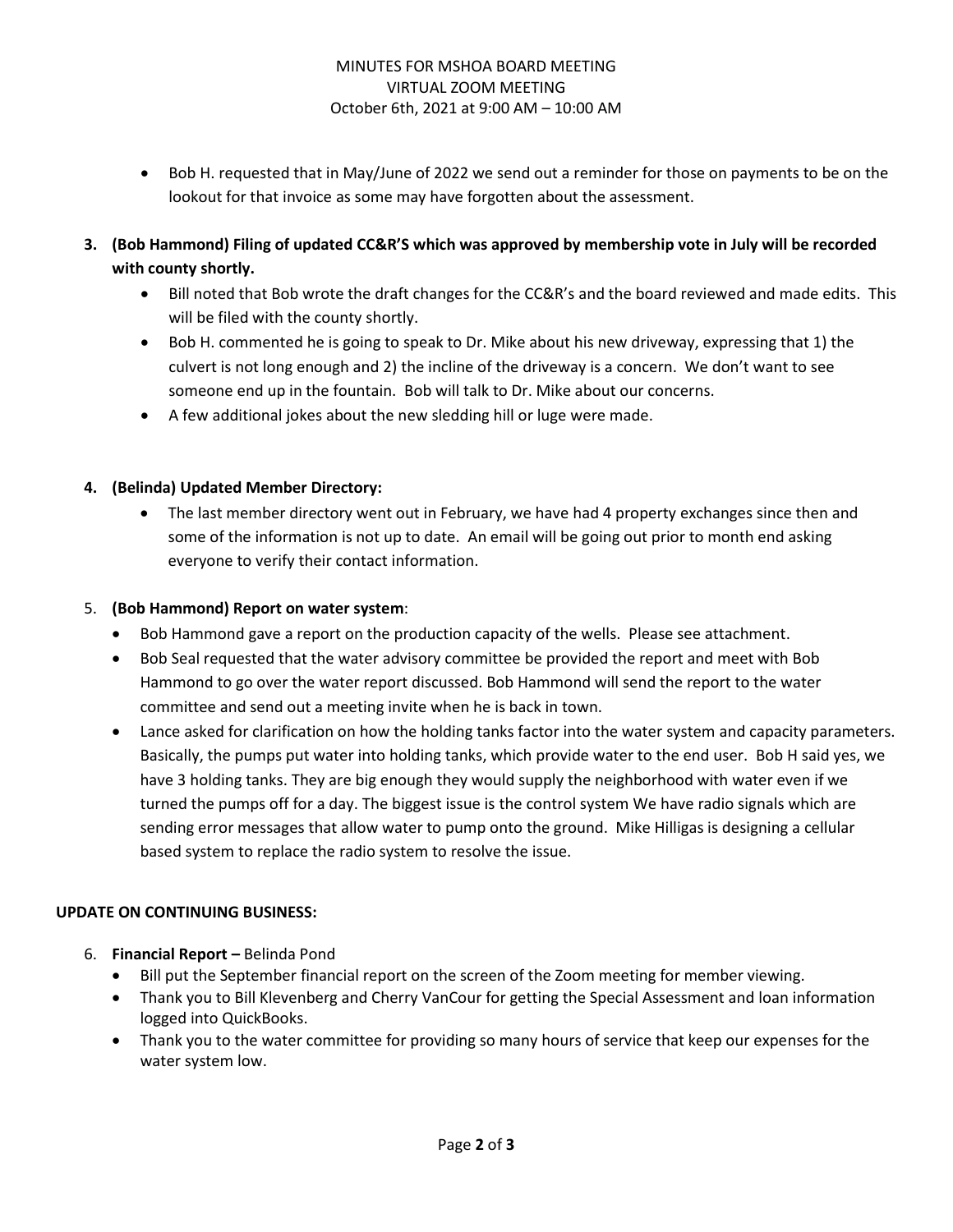MINUTES FOR MSHOA BOARD MEETING
VIRTUAL ZOOM MEETING
October 6th, 2021 at 9:00 AM – 10:00 AM

- Bob H. requested that in May/June of 2022 we send out a reminder for those on payments to be on the lookout for that invoice as some may have forgotten about the assessment.

3. **(Bob Hammond) Filing of updated CC&R'S which was approved by membership vote in July will be recorded with county shortly.**
   - Bill noted that Bob wrote the draft changes for the CC&R's and the board reviewed and made edits. This will be filed with the county shortly.
   - Bob H. commented he is going to speak to Dr. Mike about his new driveway, expressing that 1) the culvert is not long enough and 2) the incline of the driveway is a concern. We don't want to see someone end up in the fountain. Bob will talk to Dr. Mike about our concerns.
   - A few additional jokes about the new sledding hill or luge were made.

4. **(Belinda) Updated Member Directory:**
   - The last member directory went out in February, we have had 4 property exchanges since then and some of the information is not up to date. An email will be going out prior to month end asking everyone to verify their contact information.

5. **(Bob Hammond) Report on water system**:
   - Bob Hammond gave a report on the production capacity of the wells. Please see attachment.
   - Bob Seal requested that the water advisory committee be provided the report and meet with Bob Hammond to go over the water report discussed. Bob Hammond will send the report to the water committee and send out a meeting invite when he is back in town.
   - Lance asked for clarification on how the holding tanks factor into the water system and capacity parameters. Basically, the pumps put water into holding tanks, which provide water to the end user. Bob H said yes, we have 3 holding tanks. They are big enough they would supply the neighborhood with water even if we turned the pumps off for a day. The biggest issue is the control system We have radio signals which are sending error messages that allow water to pump onto the ground. Mike Hilligas is designing a cellular based system to replace the radio system to resolve the issue.

**UPDATE ON CONTINUING BUSINESS:**

6. **Financial Report –** Belinda Pond
   - Bill put the September financial report on the screen of the Zoom meeting for member viewing.
   - Thank you to Bill Klevenberg and Cherry VanCour for getting the Special Assessment and loan information logged into QuickBooks.
   - Thank you to the water committee for providing so many hours of service that keep our expenses for the water system low.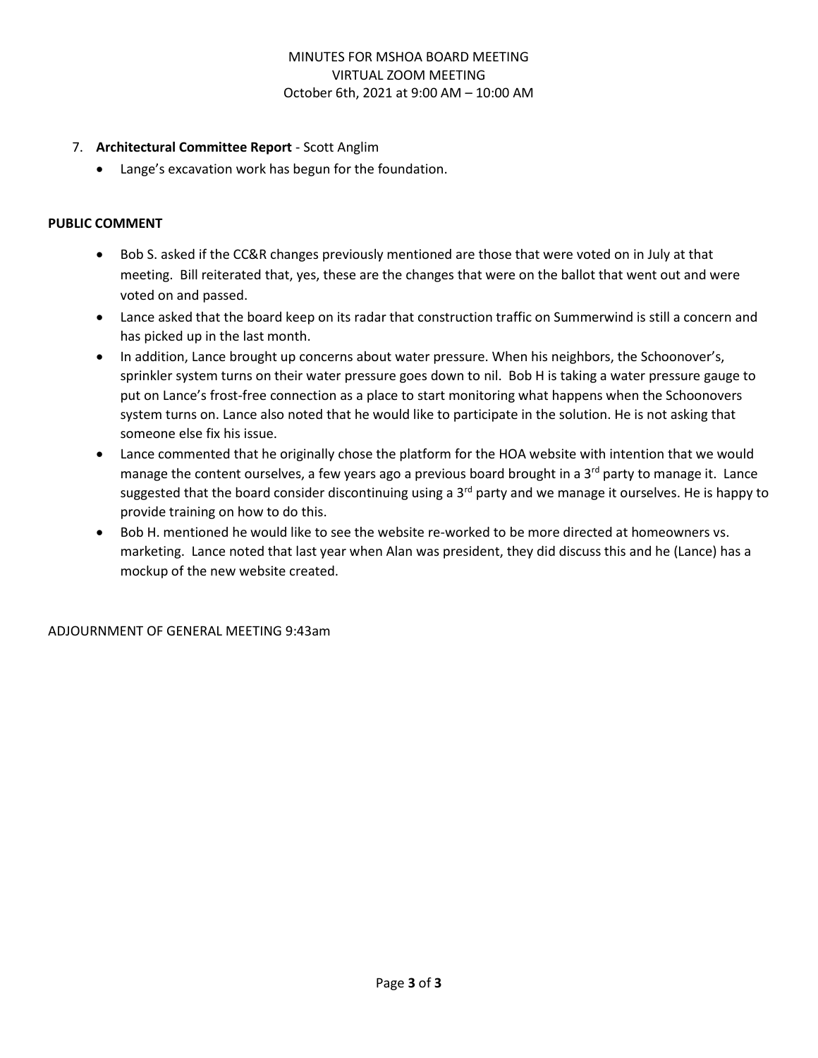7. **Architectural Committee Report** - Scott Anglim
    - Lange's excavation work has begun for the foundation.

**PUBLIC COMMENT**

- Bob S. asked if the CC&R changes previously mentioned are those that were voted on in July at that meeting. Bill reiterated that, yes, these are the changes that were on the ballot that went out and were voted on and passed.
- Lance asked that the board keep on its radar that construction traffic on Summerwind is still a concern and has picked up in the last month.
- In addition, Lance brought up concerns about water pressure. When his neighbors, the Schoonover's, sprinkler system turns on their water pressure goes down to nil. Bob H is taking a water pressure gauge to put on Lance's frost-free connection as a place to start monitoring what happens when the Schoonovers system turns on. Lance also noted that he would like to participate in the solution. He is not asking that someone else fix his issue.
- Lance commented that he originally chose the platform for the HOA website with intention that we would manage the content ourselves, a few years ago a previous board brought in a 3rd party to manage it. Lance suggested that the board consider discontinuing using a 3rd party and we manage it ourselves. He is happy to provide training on how to do this.
- Bob H. mentioned he would like to see the website re-worked to be more directed at homeowners vs. marketing. Lance noted that last year when Alan was president, they did discuss this and he (Lance) has a mockup of the new website created.

ADJOURNMENT OF GENERAL MEETING 9:43am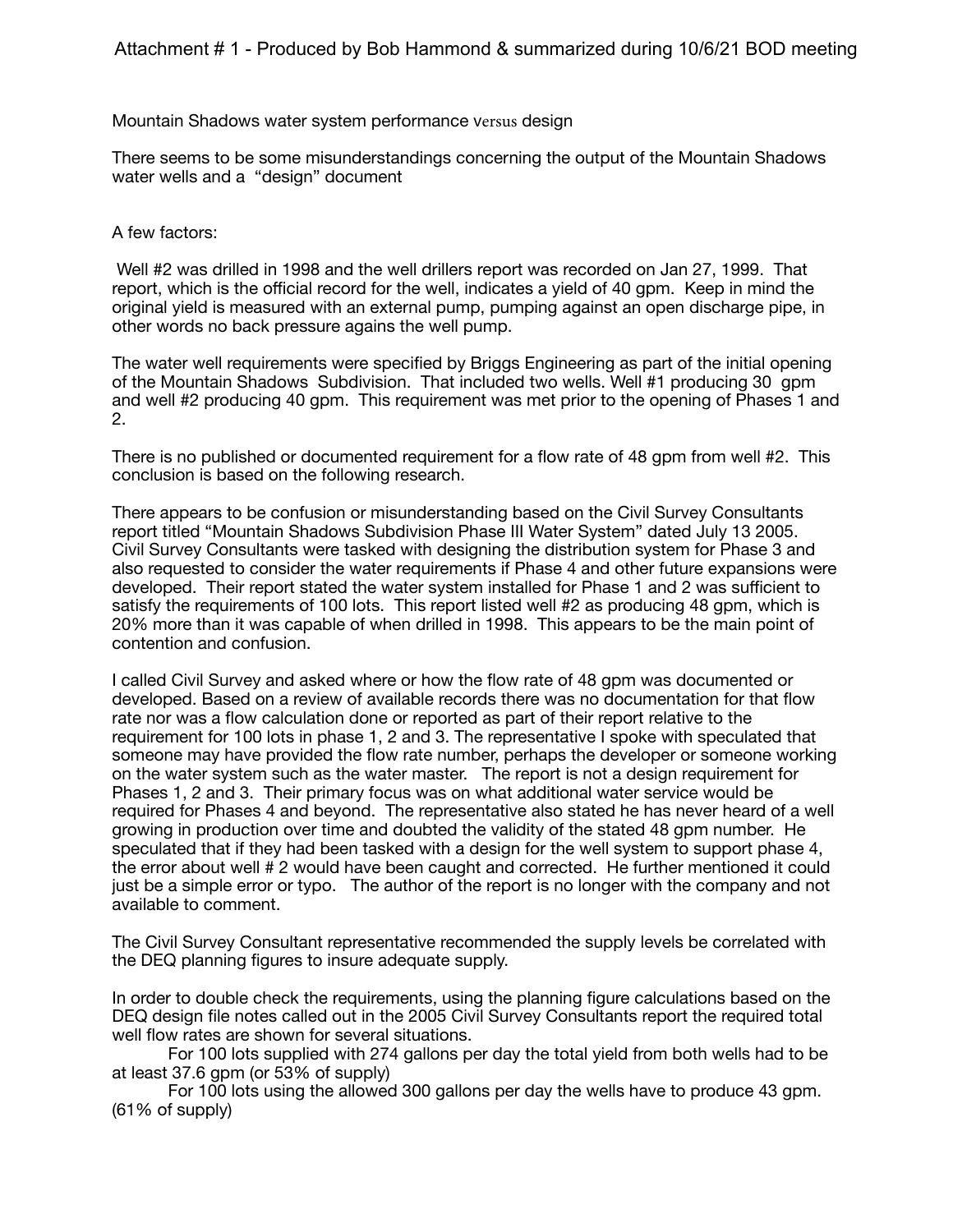Attachment # 1 - Produced by Bob Hammond & summarized during 10/6/21 BOD meeting

Mountain Shadows water system performance versus design

There seems to be some misunderstandings concerning the output of the Mountain Shadows water wells and a "design" document

A few factors:

Well #2 was drilled in 1998 and the well drillers report was recorded on Jan 27, 1999. That report, which is the official record for the well, indicates a yield of 40 gpm. Keep in mind the original yield is measured with an external pump, pumping against an open discharge pipe, in other words no back pressure agains the well pump.

The water well requirements were specified by Briggs Engineering as part of the initial opening of the Mountain Shadows Subdivision. That included two wells. Well #1 producing 30 gpm and well #2 producing 40 gpm. This requirement was met prior to the opening of Phases 1 and 2.

There is no published or documented requirement for a flow rate of 48 gpm from well #2. This conclusion is based on the following research.

There appears to be confusion or misunderstanding based on the Civil Survey Consultants report titled "Mountain Shadows Subdivision Phase III Water System" dated July 13 2005. Civil Survey Consultants were tasked with designing the distribution system for Phase 3 and also requested to consider the water requirements if Phase 4 and other future expansions were developed. Their report stated the water system installed for Phase 1 and 2 was sufficient to satisfy the requirements of 100 lots. This report listed well #2 as producing 48 gpm, which is 20% more than it was capable of when drilled in 1998. This appears to be the main point of contention and confusion.

I called Civil Survey and asked where or how the flow rate of 48 gpm was documented or developed. Based on a review of available records there was no documentation for that flow rate nor was a flow calculation done or reported as part of their report relative to the requirement for 100 lots in phase 1, 2 and 3. The representative I spoke with speculated that someone may have provided the flow rate number, perhaps the developer or someone working on the water system such as the water master. The report is not a design requirement for Phases 1, 2 and 3. Their primary focus was on what additional water service would be required for Phases 4 and beyond. The representative also stated he has never heard of a well growing in production over time and doubted the validity of the stated 48 gpm number. He speculated that if they had been tasked with a design for the well system to support phase 4, the error about well # 2 would have been caught and corrected. He further mentioned it could just be a simple error or typo. The author of the report is no longer with the company and not available to comment.

The Civil Survey Consultant representative recommended the supply levels be correlated with the DEQ planning figures to insure adequate supply.

In order to double check the requirements, using the planning figure calculations based on the DEQ design file notes called out in the 2005 Civil Survey Consultants report the required total well flow rates are shown for several situations.

For 100 lots supplied with 274 gallons per day the total yield from both wells had to be at least 37.6 gpm (or 53% of supply)

For 100 lots using the allowed 300 gallons per day the wells have to produce 43 gpm. (61% of supply)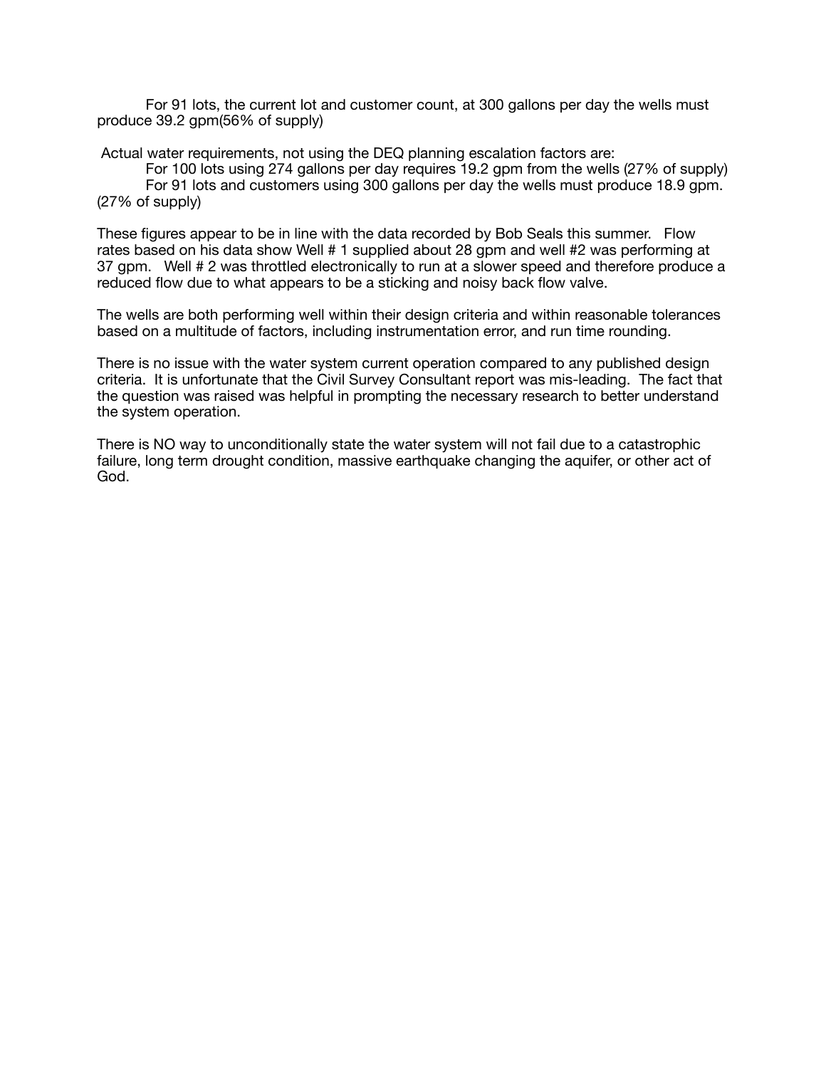For 91 lots, the current lot and customer count, at 300 gallons per day the wells must produce 39.2 gpm(56% of supply)

Actual water requirements, not using the DEQ planning escalation factors are:

For 100 lots using 274 gallons per day requires 19.2 gpm from the wells (27% of supply)

For 91 lots and customers using 300 gallons per day the wells must produce 18.9 gpm. (27% of supply)

These figures appear to be in line with the data recorded by Bob Seals this summer. Flow rates based on his data show Well # 1 supplied about 28 gpm and well #2 was performing at 37 gpm. Well # 2 was throttled electronically to run at a slower speed and therefore produce a reduced flow due to what appears to be a sticking and noisy back flow valve.

The wells are both performing well within their design criteria and within reasonable tolerances based on a multitude of factors, including instrumentation error, and run time rounding.

There is no issue with the water system current operation compared to any published design criteria. It is unfortunate that the Civil Survey Consultant report was mis-leading. The fact that the question was raised was helpful in prompting the necessary research to better understand the system operation.

There is NO way to unconditionally state the water system will not fail due to a catastrophic failure, long term drought condition, massive earthquake changing the aquifer, or other act of God.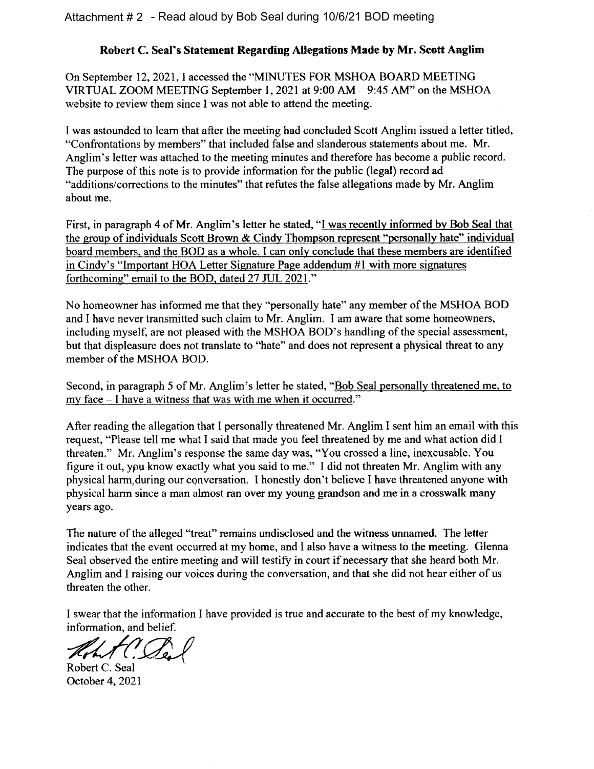Attachment # 2 - Read aloud by Bob Seal during 10/6/21 BOD meeting

## Robert C. Seal's Statement Regarding Allegations Made by Mr. Scott Anglim

On September 12, 2021, I accessed the "MINUTES FOR MSHOA BOARD MEETING VIRTUAL ZOOM MEETING September 1, 2021 at 9:00 AM – 9:45 AM" on the MSHOA website to review them since I was not able to attend the meeting.

I was astounded to learn that after the meeting had concluded Scott Anglim issued a letter titled, "Confrontations by members" that included false and slanderous statements about me. Mr. Anglim's letter was attached to the meeting minutes and therefore has become a public record. The purpose of this note is to provide information for the public (legal) record ad "additions/corrections to the minutes" that refutes the false allegations made by Mr. Anglim about me.

First, in paragraph 4 of Mr. Anglim's letter he stated, "I was recently informed by Bob Seal that the group of individuals Scott Brown & Cindy Thompson represent "personally hate" individual board members, and the BOD as a whole. I can only conclude that these members are identified in Cindy's "Important HOA Letter Signature Page addendum #1 with more signatures forthcoming" email to the BOD, dated 27 JUL 2021."

No homeowner has informed me that they "personally hate" any member of the MSHOA BOD and I have never transmitted such claim to Mr. Anglim. I am aware that some homeowners, including myself, are not pleased with the MSHOA BOD's handling of the special assessment, but that displeasure does not translate to "hate" and does not represent a physical threat to any member of the MSHOA BOD.

Second, in paragraph 5 of Mr. Anglim's letter he stated, "Bob Seal personally threatened me, to my face – I have a witness that was with me when it occurred."

After reading the allegation that I personally threatened Mr. Anglim I sent him an email with this request, "Please tell me what I said that made you feel threatened by me and what action did I threaten." Mr. Anglim's response the same day was, "You crossed a line, inexcusable. You figure it out, you know exactly what you said to me." I did not threaten Mr. Anglim with any physical harm during our conversation. I honestly don't believe I have threatened anyone with physical harm since a man almost ran over my young grandson and me in a crosswalk many years ago.

The nature of the alleged "treat" remains undisclosed and the witness unnamed. The letter indicates that the event occurred at my home, and I also have a witness to the meeting. Glenna Seal observed the entire meeting and will testify in court if necessary that she heard both Mr. Anglim and I raising our voices during the conversation, and that she did not hear either of us threaten the other.

I swear that the information I have provided is true and accurate to the best of my knowledge, information, and belief.

Robert C. Seal
October 4, 2021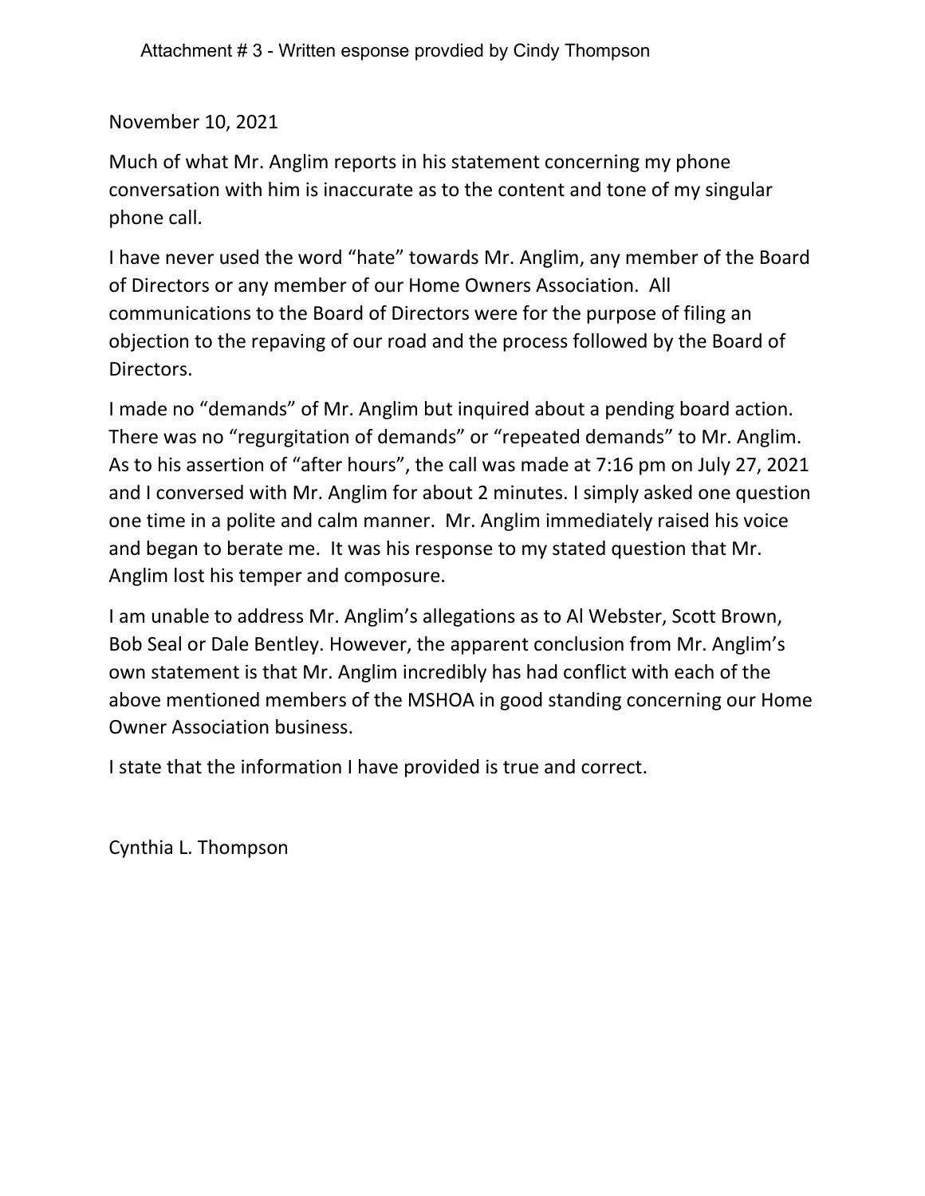Attachment # 3 - Written esponse provdied by Cindy Thompson

November 10, 2021

Much of what Mr. Anglim reports in his statement concerning my phone conversation with him is inaccurate as to the content and tone of my singular phone call.

I have never used the word "hate" towards Mr. Anglim, any member of the Board of Directors or any member of our Home Owners Association. All communications to the Board of Directors were for the purpose of filing an objection to the repaving of our road and the process followed by the Board of Directors.

I made no "demands" of Mr. Anglim but inquired about a pending board action. There was no "regurgitation of demands" or "repeated demands" to Mr. Anglim. As to his assertion of "after hours", the call was made at 7:16 pm on July 27, 2021 and I conversed with Mr. Anglim for about 2 minutes. I simply asked one question one time in a polite and calm manner. Mr. Anglim immediately raised his voice and began to berate me. It was his response to my stated question that Mr. Anglim lost his temper and composure.

I am unable to address Mr. Anglim's allegations as to Al Webster, Scott Brown, Bob Seal or Dale Bentley. However, the apparent conclusion from Mr. Anglim's own statement is that Mr. Anglim incredibly has had conflict with each of the above mentioned members of the MSHOA in good standing concerning our Home Owner Association business.

I state that the information I have provided is true and correct.

Cynthia L. Thompson